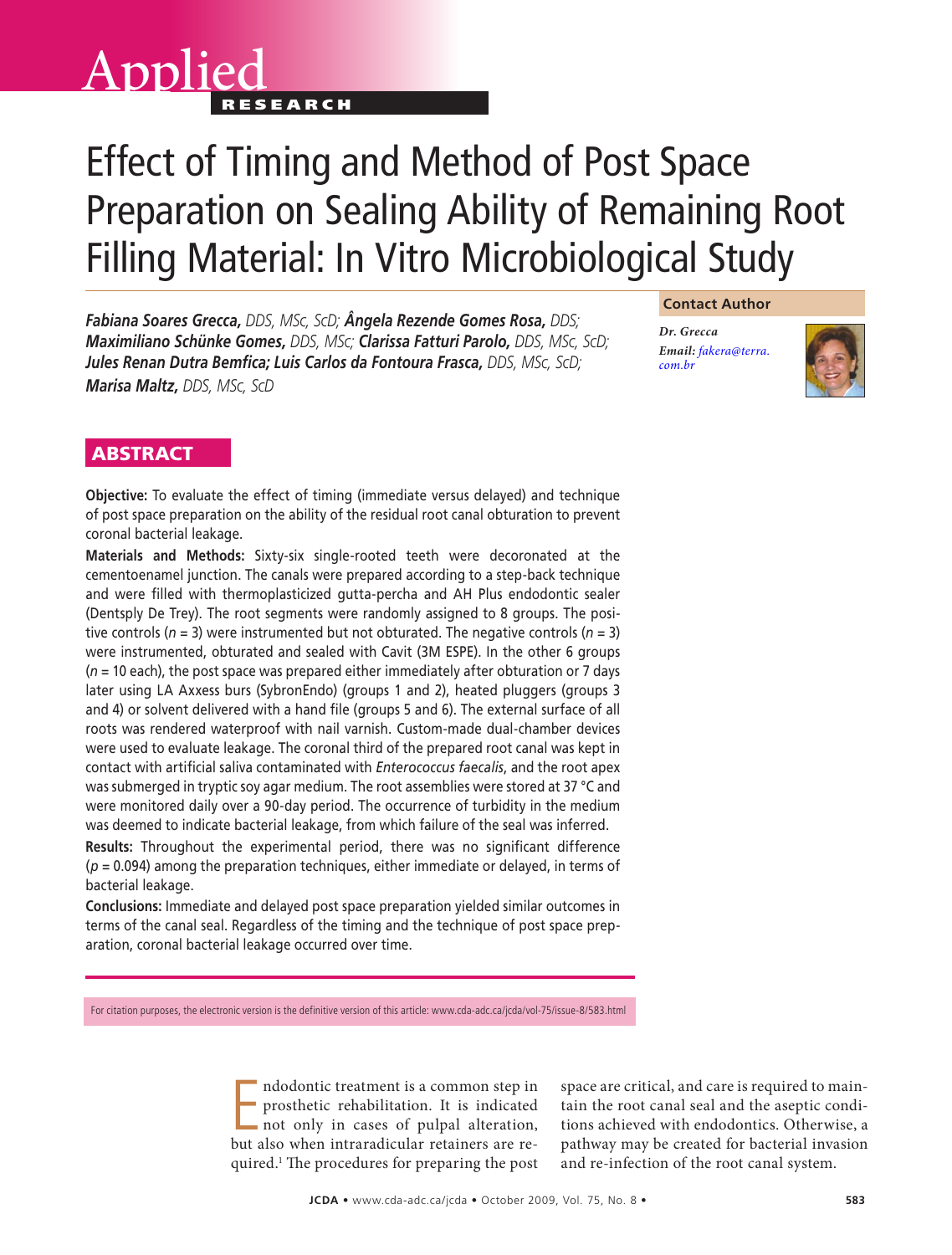Applied

RESEARCH

# Effect of Timing and Method of Post Space Preparation on Sealing Ability of Remaining Root Filling Material: In Vitro Microbiological Study

***Fabiana Soares Grecca,*** *DDS, MSc, ScD;* ***Ângela Rezende Gomes Rosa,*** *DDS;* ***Maximiliano Schünke Gomes,*** *DDS, MSc;* ***Clarissa Fatturi Parolo,*** *DDS, MSc, ScD;* ***Jules Renan Dutra Bemfica; Luis Carlos da Fontoura Frasca,*** *DDS, MSc, ScD;* ***Marisa Maltz,*** *DDS, MSc, ScD*

**Contact Author**

*Dr. Grecca*
***Email:*** *fakera@terra.com.br*

## ABSTRACT

**Objective:** To evaluate the effect of timing (immediate versus delayed) and technique of post space preparation on the ability of the residual root canal obturation to prevent coronal bacterial leakage.

**Materials and Methods:** Sixty-six single-rooted teeth were decoronated at the cementoenamel junction. The canals were prepared according to a step-back technique and were filled with thermoplasticized gutta-percha and AH Plus endodontic sealer (Dentsply De Trey). The root segments were randomly assigned to 8 groups. The positive controls (*n* = 3) were instrumented but not obturated. The negative controls (*n* = 3) were instrumented, obturated and sealed with Cavit (3M ESPE). In the other 6 groups (*n* = 10 each), the post space was prepared either immediately after obturation or 7 days later using LA Axxess burs (SybronEndo) (groups 1 and 2), heated pluggers (groups 3 and 4) or solvent delivered with a hand file (groups 5 and 6). The external surface of all roots was rendered waterproof with nail varnish. Custom-made dual-chamber devices were used to evaluate leakage. The coronal third of the prepared root canal was kept in contact with artificial saliva contaminated with *Enterococcus faecalis*, and the root apex was submerged in tryptic soy agar medium. The root assemblies were stored at 37 °C and were monitored daily over a 90-day period. The occurrence of turbidity in the medium was deemed to indicate bacterial leakage, from which failure of the seal was inferred.

**Results:** Throughout the experimental period, there was no significant difference ($p = 0.094$) among the preparation techniques, either immediate or delayed, in terms of bacterial leakage.

**Conclusions:** Immediate and delayed post space preparation yielded similar outcomes in terms of the canal seal. Regardless of the timing and the technique of post space preparation, coronal bacterial leakage occurred over time.

For citation purposes, the electronic version is the definitive version of this article: www.cda-adc.ca/jcda/vol-75/issue-8/583.html

Endodontic treatment is a common step in prosthetic rehabilitation. It is indicated not only in cases of pulpal alteration, but also when intraradicular retainers are required.[1] The procedures for preparing the post space are critical, and care is required to maintain the root canal seal and the aseptic conditions achieved with endodontics. Otherwise, a pathway may be created for bacterial invasion and re-infection of the root canal system.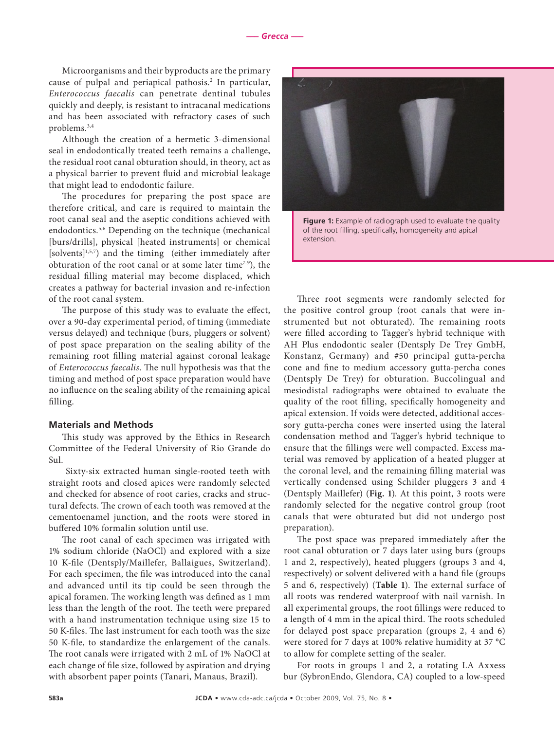Microorganisms and their byproducts are the primary cause of pulpal and periapical pathosis.[2] In particular, *Enterococcus faecalis* can penetrate dentinal tubules quickly and deeply, is resistant to intracanal medications and has been associated with refractory cases of such problems.[3,4]

Although the creation of a hermetic 3-dimensional seal in endodontically treated teeth remains a challenge, the residual root canal obturation should, in theory, act as a physical barrier to prevent fluid and microbial leakage that might lead to endodontic failure.

The procedures for preparing the post space are therefore critical, and care is required to maintain the root canal seal and the aseptic conditions achieved with endodontics.[5,6] Depending on the technique (mechanical [burs/drills], physical [heated instruments] or chemical [solvents][1,5,7]) and the timing (either immediately after obturation of the root canal or at some later time[7-9]), the residual filling material may become displaced, which creates a pathway for bacterial invasion and re-infection of the root canal system.

The purpose of this study was to evaluate the effect, over a 90-day experimental period, of timing (immediate versus delayed) and technique (burs, pluggers or solvent) of post space preparation on the sealing ability of the remaining root filling material against coronal leakage of *Enterococcus faecalis*. The null hypothesis was that the timing and method of post space preparation would have no influence on the sealing ability of the remaining apical filling.

## Materials and Methods

This study was approved by the Ethics in Research Committee of the Federal University of Rio Grande do Sul.

Sixty-six extracted human single-rooted teeth with straight roots and closed apices were randomly selected and checked for absence of root caries, cracks and structural defects. The crown of each tooth was removed at the cementoenamel junction, and the roots were stored in buffered 10% formalin solution until use.

The root canal of each specimen was irrigated with 1% sodium chloride (NaOCl) and explored with a size 10 K-file (Dentsply/Maillefer, Ballaigues, Switzerland). For each specimen, the file was introduced into the canal and advanced until its tip could be seen through the apical foramen. The working length was defined as 1 mm less than the length of the root. The teeth were prepared with a hand instrumentation technique using size 15 to 50 K-files. The last instrument for each tooth was the size 50 K-file, to standardize the enlargement of the canals. The root canals were irrigated with 2 mL of 1% NaOCl at each change of file size, followed by aspiration and drying with absorbent paper points (Tanari, Manaus, Brazil).

**Figure 1:** Example of radiograph used to evaluate the quality of the root filling, specifically, homogeneity and apical extension.

Three root segments were randomly selected for the positive control group (root canals that were instrumented but not obturated). The remaining roots were filled according to Tagger's hybrid technique with AH Plus endodontic sealer (Dentsply De Trey GmbH, Konstanz, Germany) and #50 principal gutta-percha cone and fine to medium accessory gutta-percha cones (Dentsply De Trey) for obturation. Buccolingual and mesiodistal radiographs were obtained to evaluate the quality of the root filling, specifically homogeneity and apical extension. If voids were detected, additional accessory gutta-percha cones were inserted using the lateral condensation method and Tagger's hybrid technique to ensure that the fillings were well compacted. Excess material was removed by application of a heated plugger at the coronal level, and the remaining filling material was vertically condensed using Schilder pluggers 3 and 4 (Dentsply Maillefer) (**Fig. 1**). At this point, 3 roots were randomly selected for the negative control group (root canals that were obturated but did not undergo post preparation).

The post space was prepared immediately after the root canal obturation or 7 days later using burs (groups 1 and 2, respectively), heated pluggers (groups 3 and 4, respectively) or solvent delivered with a hand file (groups 5 and 6, respectively) (**Table 1**). The external surface of all roots was rendered waterproof with nail varnish. In all experimental groups, the root fillings were reduced to a length of 4 mm in the apical third. The roots scheduled for delayed post space preparation (groups 2, 4 and 6) were stored for 7 days at 100% relative humidity at 37 °C to allow for complete setting of the sealer.

For roots in groups 1 and 2, a rotating LA Axxess bur (SybronEndo, Glendora, CA) coupled to a low-speed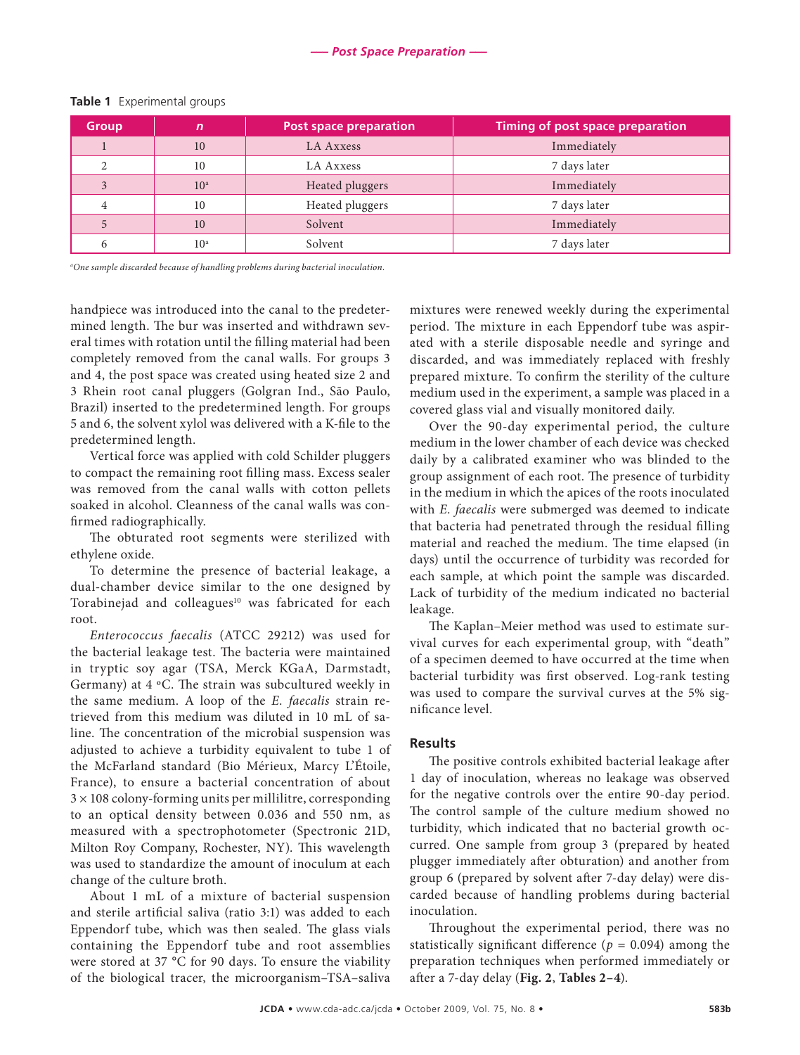**Table 1** Experimental groups

| Group | *n* | Post space preparation | Timing of post space preparation |
|---|---|---|---|
| 1 | 10 | LA Axxess | Immediately |
| 2 | 10 | LA Axxess | 7 days later |
| 3 | 10[a] | Heated pluggers | Immediately |
| 4 | 10 | Heated pluggers | 7 days later |
| 5 | 10 | Solvent | Immediately |
| 6 | 10[a] | Solvent | 7 days later |

[a]*One sample discarded because of handling problems during bacterial inoculation.*

handpiece was introduced into the canal to the predetermined length. The bur was inserted and withdrawn several times with rotation until the filling material had been completely removed from the canal walls. For groups 3 and 4, the post space was created using heated size 2 and 3 Rhein root canal pluggers (Golgran Ind., São Paulo, Brazil) inserted to the predetermined length. For groups 5 and 6, the solvent xylol was delivered with a K-file to the predetermined length.

Vertical force was applied with cold Schilder pluggers to compact the remaining root filling mass. Excess sealer was removed from the canal walls with cotton pellets soaked in alcohol. Cleanness of the canal walls was confirmed radiographically.

The obturated root segments were sterilized with ethylene oxide.

To determine the presence of bacterial leakage, a dual-chamber device similar to the one designed by Torabinejad and colleagues[10] was fabricated for each root.

*Enterococcus faecalis* (ATCC 29212) was used for the bacterial leakage test. The bacteria were maintained in tryptic soy agar (TSA, Merck KGaA, Darmstadt, Germany) at 4 ºC. The strain was subcultured weekly in the same medium. A loop of the *E. faecalis* strain retrieved from this medium was diluted in 10 mL of saline. The concentration of the microbial suspension was adjusted to achieve a turbidity equivalent to tube 1 of the McFarland standard (Bio Mérieux, Marcy L'Étoile, France), to ensure a bacterial concentration of about $3 \times 108$ colony-forming units per millilitre, corresponding to an optical density between 0.036 and 550 nm, as measured with a spectrophotometer (Spectronic 21D, Milton Roy Company, Rochester, NY). This wavelength was used to standardize the amount of inoculum at each change of the culture broth.

About 1 mL of a mixture of bacterial suspension and sterile artificial saliva (ratio 3:1) was added to each Eppendorf tube, which was then sealed. The glass vials containing the Eppendorf tube and root assemblies were stored at 37 °C for 90 days. To ensure the viability of the biological tracer, the microorganism–TSA–saliva mixtures were renewed weekly during the experimental period. The mixture in each Eppendorf tube was aspirated with a sterile disposable needle and syringe and discarded, and was immediately replaced with freshly prepared mixture. To confirm the sterility of the culture medium used in the experiment, a sample was placed in a covered glass vial and visually monitored daily.

Over the 90-day experimental period, the culture medium in the lower chamber of each device was checked daily by a calibrated examiner who was blinded to the group assignment of each root. The presence of turbidity in the medium in which the apices of the roots inoculated with *E. faecalis* were submerged was deemed to indicate that bacteria had penetrated through the residual filling material and reached the medium. The time elapsed (in days) until the occurrence of turbidity was recorded for each sample, at which point the sample was discarded. Lack of turbidity of the medium indicated no bacterial leakage.

The Kaplan–Meier method was used to estimate survival curves for each experimental group, with "death" of a specimen deemed to have occurred at the time when bacterial turbidity was first observed. Log-rank testing was used to compare the survival curves at the 5% significance level.

## Results

The positive controls exhibited bacterial leakage after 1 day of inoculation, whereas no leakage was observed for the negative controls over the entire 90-day period. The control sample of the culture medium showed no turbidity, which indicated that no bacterial growth occurred. One sample from group 3 (prepared by heated plugger immediately after obturation) and another from group 6 (prepared by solvent after 7-day delay) were discarded because of handling problems during bacterial inoculation.

Throughout the experimental period, there was no statistically significant difference ($p = 0.094$) among the preparation techniques when performed immediately or after a 7-day delay (**Fig. 2**, **Tables 2–4**).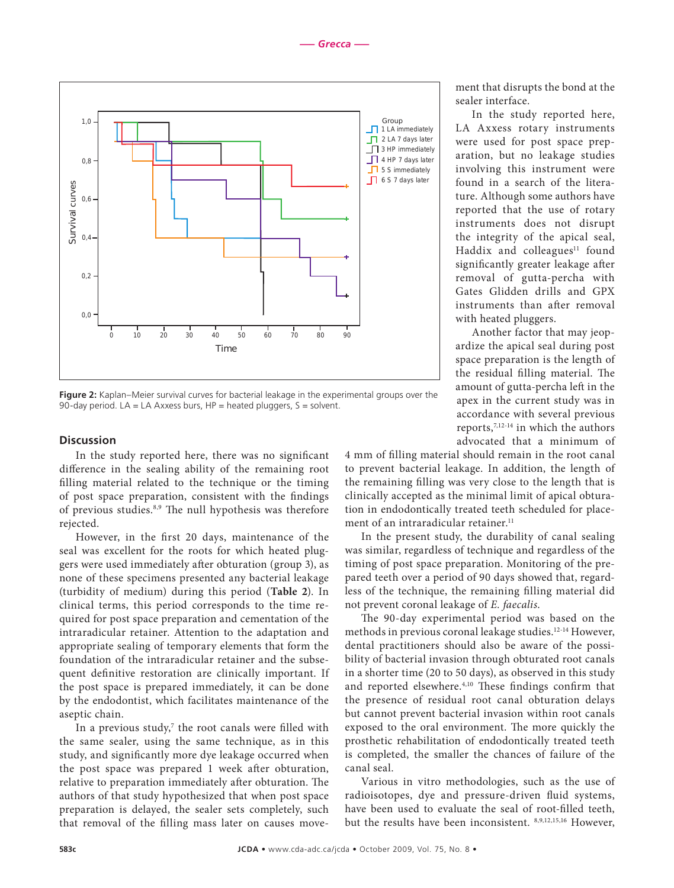Figure 2: Kaplan–Meier survival curves for bacterial leakage in the experimental groups over the 90-day period. LA = LA Axxess burs, HP = heated pluggers, S = solvent.

ment that disrupts the bond at the sealer interface.

In the study reported here, LA Axxess rotary instruments were used for post space preparation, but no leakage studies involving this instrument were found in a search of the literature. Although some authors have reported that the use of rotary instruments does not disrupt the integrity of the apical seal, Haddix and colleagues[11] found significantly greater leakage after removal of gutta-percha with Gates Glidden drills and GPX instruments than after removal with heated pluggers.

Another factor that may jeopardize the apical seal during post space preparation is the length of the residual filling material. The amount of gutta-percha left in the apex in the current study was in accordance with several previous reports,[7,12-14] in which the authors advocated that a minimum of 4 mm of filling material should remain in the root canal to prevent bacterial leakage. In addition, the length of the remaining filling was very close to the length that is clinically accepted as the minimal limit of apical obturation in endodontically treated teeth scheduled for placement of an intraradicular retainer.[11]

## Discussion

In the study reported here, there was no significant difference in the sealing ability of the remaining root filling material related to the technique or the timing of post space preparation, consistent with the findings of previous studies.[8,9] The null hypothesis was therefore rejected.

However, in the first 20 days, maintenance of the seal was excellent for the roots for which heated pluggers were used immediately after obturation (group 3), as none of these specimens presented any bacterial leakage (turbidity of medium) during this period (**Table 2**). In clinical terms, this period corresponds to the time required for post space preparation and cementation of the intraradicular retainer. Attention to the adaptation and appropriate sealing of temporary elements that form the foundation of the intraradicular retainer and the subsequent definitive restoration are clinically important. If the post space is prepared immediately, it can be done by the endodontist, which facilitates maintenance of the aseptic chain.

In a previous study,[7] the root canals were filled with the same sealer, using the same technique, as in this study, and significantly more dye leakage occurred when the post space was prepared 1 week after obturation, relative to preparation immediately after obturation. The authors of that study hypothesized that when post space preparation is delayed, the sealer sets completely, such that removal of the filling mass later on causes movement that disrupts the bond at the sealer interface.

In the present study, the durability of canal sealing was similar, regardless of technique and regardless of the timing of post space preparation. Monitoring of the prepared teeth over a period of 90 days showed that, regardless of the technique, the remaining filling material did not prevent coronal leakage of *E. faecalis*.

The 90-day experimental period was based on the methods in previous coronal leakage studies.[12-14] However, dental practitioners should also be aware of the possibility of bacterial invasion through obturated root canals in a shorter time (20 to 50 days), as observed in this study and reported elsewhere.[4,10] These findings confirm that the presence of residual root canal obturation delays but cannot prevent bacterial invasion within root canals exposed to the oral environment. The more quickly the prosthetic rehabilitation of endodontically treated teeth is completed, the smaller the chances of failure of the canal seal.

Various in vitro methodologies, such as the use of radioisotopes, dye and pressure-driven fluid systems, have been used to evaluate the seal of root-filled teeth, but the results have been inconsistent.[8,9,12,15,16] However,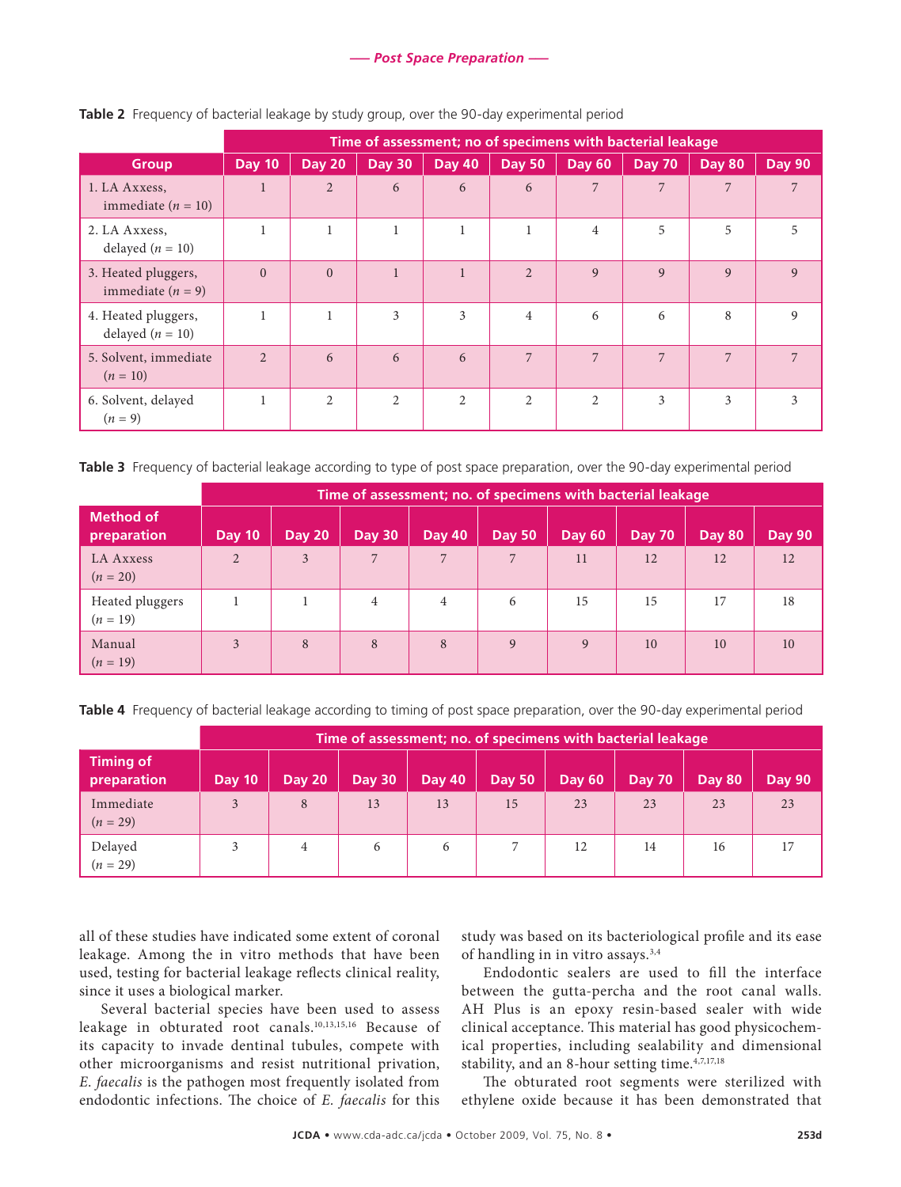**Table 2** Frequency of bacterial leakage by study group, over the 90-day experimental period

| | Time of assessment; no of specimens with bacterial leakage | | | | | | | | |
|---|---|---|---|---|---|---|---|---|---|
| Group | Day 10 | Day 20 | Day 30 | Day 40 | Day 50 | Day 60 | Day 70 | Day 80 | Day 90 |
| 1. LA Axxess, immediate (*n* = 10) | 1 | 2 | 6 | 6 | 6 | 7 | 7 | 7 | 7 |
| 2. LA Axxess, delayed (*n* = 10) | 1 | 1 | 1 | 1 | 1 | 4 | 5 | 5 | 5 |
| 3. Heated pluggers, immediate (*n* = 9) | 0 | 0 | 1 | 1 | 2 | 9 | 9 | 9 | 9 |
| 4. Heated pluggers, delayed (*n* = 10) | 1 | 1 | 3 | 3 | 4 | 6 | 6 | 8 | 9 |
| 5. Solvent, immediate (*n* = 10) | 2 | 6 | 6 | 6 | 7 | 7 | 7 | 7 | 7 |
| 6. Solvent, delayed (*n* = 9) | 1 | 2 | 2 | 2 | 2 | 2 | 3 | 3 | 3 |

**Table 3** Frequency of bacterial leakage according to type of post space preparation, over the 90-day experimental period

| | Time of assessment; no. of specimens with bacterial leakage | | | | | | | | |
|---|---|---|---|---|---|---|---|---|---|
| Method of preparation | Day 10 | Day 20 | Day 30 | Day 40 | Day 50 | Day 60 | Day 70 | Day 80 | Day 90 |
| LA Axxess (*n* = 20) | 2 | 3 | 7 | 7 | 7 | 11 | 12 | 12 | 12 |
| Heated pluggers (*n* = 19) | 1 | 1 | 4 | 4 | 6 | 15 | 15 | 17 | 18 |
| Manual (*n* = 19) | 3 | 8 | 8 | 8 | 9 | 9 | 10 | 10 | 10 |

**Table 4** Frequency of bacterial leakage according to timing of post space preparation, over the 90-day experimental period

| | Time of assessment; no. of specimens with bacterial leakage | | | | | | | | |
|---|---|---|---|---|---|---|---|---|---|
| Timing of preparation | Day 10 | Day 20 | Day 30 | Day 40 | Day 50 | Day 60 | Day 70 | Day 80 | Day 90 |
| Immediate (*n* = 29) | 3 | 8 | 13 | 13 | 15 | 23 | 23 | 23 | 23 |
| Delayed (*n* = 29) | 3 | 4 | 6 | 6 | 7 | 12 | 14 | 16 | 17 |

all of these studies have indicated some extent of coronal leakage. Among the in vitro methods that have been used, testing for bacterial leakage reflects clinical reality, since it uses a biological marker.

Several bacterial species have been used to assess leakage in obturated root canals.[10,13,15,16] Because of its capacity to invade dentinal tubules, compete with other microorganisms and resist nutritional privation, *E. faecalis* is the pathogen most frequently isolated from endodontic infections. The choice of *E. faecalis* for this study was based on its bacteriological profile and its ease of handling in in vitro assays.[3,4]

Endodontic sealers are used to fill the interface between the gutta-percha and the root canal walls. AH Plus is an epoxy resin-based sealer with wide clinical acceptance. This material has good physicochemical properties, including sealability and dimensional stability, and an 8-hour setting time.[4,7,17,18]

The obturated root segments were sterilized with ethylene oxide because it has been demonstrated that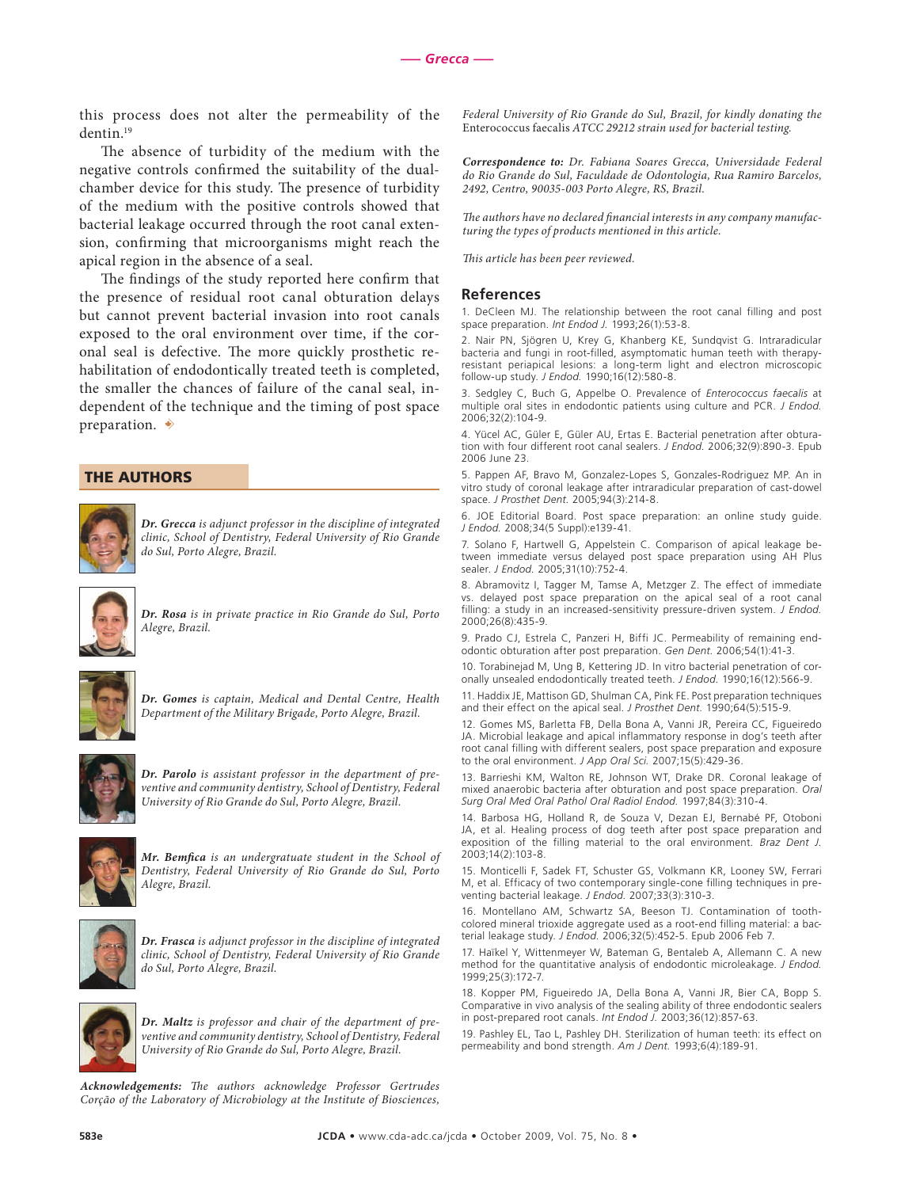this process does not alter the permeability of the dentin.[19]

The absence of turbidity of the medium with the negative controls confirmed the suitability of the dual-chamber device for this study. The presence of turbidity of the medium with the positive controls showed that bacterial leakage occurred through the root canal extension, confirming that microorganisms might reach the apical region in the absence of a seal.

The findings of the study reported here confirm that the presence of residual root canal obturation delays but cannot prevent bacterial invasion into root canals exposed to the oral environment over time, if the coronal seal is defective. The more quickly prosthetic rehabilitation of endodontically treated teeth is completed, the smaller the chances of failure of the canal seal, independent of the technique and the timing of post space preparation.

## THE AUTHORS

***Dr. Grecca*** *is adjunct professor in the discipline of integrated clinic, School of Dentistry, Federal University of Rio Grande do Sul, Porto Alegre, Brazil.*

***Dr. Rosa*** *is in private practice in Rio Grande do Sul, Porto Alegre, Brazil.*

***Dr. Gomes*** *is captain, Medical and Dental Centre, Health Department of the Military Brigade, Porto Alegre, Brazil.*

***Dr. Parolo*** *is assistant professor in the department of preventive and community dentistry, School of Dentistry, Federal University of Rio Grande do Sul, Porto Alegre, Brazil.*

***Mr. Bemfica*** *is an undergratuate student in the School of Dentistry, Federal University of Rio Grande do Sul, Porto Alegre, Brazil.*

***Dr. Frasca*** *is adjunct professor in the discipline of integrated clinic, School of Dentistry, Federal University of Rio Grande do Sul, Porto Alegre, Brazil.*

***Dr. Maltz*** *is professor and chair of the department of preventive and community dentistry, School of Dentistry, Federal University of Rio Grande do Sul, Porto Alegre, Brazil.*

***Acknowledgements:*** *The authors acknowledge Professor Gertrudes Corção of the Laboratory of Microbiology at the Institute of Biosciences, Federal University of Rio Grande do Sul, Brazil, for kindly donating the* Enterococcus faecalis *ATCC 29212 strain used for bacterial testing.*

***Correspondence to:*** *Dr. Fabiana Soares Grecca, Universidade Federal do Rio Grande do Sul, Faculdade de Odontologia, Rua Ramiro Barcelos, 2492, Centro, 90035-003 Porto Alegre, RS, Brazil.*

*The authors have no declared financial interests in any company manufacturing the types of products mentioned in this article.*

*This article has been peer reviewed.*

## References

1. DeCleen MJ. The relationship between the root canal filling and post space preparation. *Int Endod J.* 1993;26(1):53-8.

2. Nair PN, Sjögren U, Krey G, Khanberg KE, Sundqvist G. Intraradicular bacteria and fungi in root-filled, asymptomatic human teeth with therapy-resistant periapical lesions: a long-term light and electron microscopic follow-up study. *J Endod.* 1990;16(12):580-8.

3. Sedgley C, Buch G, Appelbe O. Prevalence of *Enterococcus faecalis* at multiple oral sites in endodontic patients using culture and PCR. *J Endod.* 2006;32(2):104-9.

4. Yücel AC, Güler E, Güler AU, Ertas E. Bacterial penetration after obturation with four different root canal sealers. *J Endod.* 2006;32(9):890-3. Epub 2006 June 23.

5. Pappen AF, Bravo M, Gonzalez-Lopes S, Gonzales-Rodriguez MP. An in vitro study of coronal leakage after intraradicular preparation of cast-dowel space. *J Prosthet Dent.* 2005;94(3):214-8.

6. JOE Editorial Board. Post space preparation: an online study guide. *J Endod.* 2008;34(5 Suppl):e139-41.

7. Solano F, Hartwell G, Appelstein C. Comparison of apical leakage between immediate versus delayed post space preparation using AH Plus sealer. *J Endod.* 2005;31(10):752-4.

8. Abramovitz I, Tagger M, Tamse A, Metzger Z. The effect of immediate vs. delayed post space preparation on the apical seal of a root canal filling: a study in an increased-sensitivity pressure-driven system. *J Endod.* 2000;26(8):435-9.

9. Prado CJ, Estrela C, Panzeri H, Biffi JC. Permeability of remaining endodontic obturation after post preparation. *Gen Dent.* 2006;54(1):41-3.

10. Torabinejad M, Ung B, Kettering JD. In vitro bacterial penetration of coronally unsealed endodontically treated teeth. *J Endod.* 1990;16(12):566-9.

11. Haddix JE, Mattison GD, Shulman CA, Pink FE. Post preparation techniques and their effect on the apical seal. *J Prosthet Dent.* 1990;64(5):515-9.

12. Gomes MS, Barletta FB, Della Bona A, Vanni JR, Pereira CC, Figueiredo JA. Microbial leakage and apical inflammatory response in dog's teeth after root canal filling with different sealers, post space preparation and exposure to the oral environment. *J App Oral Sci.* 2007;15(5):429-36.

13. Barrieshi KM, Walton RE, Johnson WT, Drake DR. Coronal leakage of mixed anaerobic bacteria after obturation and post space preparation. *Oral Surg Oral Med Oral Pathol Oral Radiol Endod.* 1997;84(3):310-4.

14. Barbosa HG, Holland R, de Souza V, Dezan EJ, Bernabé PF, Otoboni JA, et al. Healing process of dog teeth after post space preparation and exposition of the filling material to the oral environment. *Braz Dent J.* 2003;14(2):103-8.

15. Monticelli F, Sadek FT, Schuster GS, Volkmann KR, Looney SW, Ferrari M, et al. Efficacy of two contemporary single-cone filling techniques in preventing bacterial leakage. *J Endod.* 2007;33(3):310-3.

16. Montellano AM, Schwartz SA, Beeson TJ. Contamination of tooth-colored mineral trioxide aggregate used as a root-end filling material: a bacterial leakage study. *J Endod.* 2006;32(5):452-5. Epub 2006 Feb 7.

17. Haïkel Y, Wittenmeyer W, Bateman G, Bentaleb A, Allemann C. A new method for the quantitative analysis of endodontic microleakage. *J Endod.* 1999;25(3):172-7.

18. Kopper PM, Figueiredo JA, Della Bona A, Vanni JR, Bier CA, Bopp S. Comparative in vivo analysis of the sealing ability of three endodontic sealers in post-prepared root canals. *Int Endod J.* 2003;36(12):857-63.

19. Pashley EL, Tao L, Pashley DH. Sterilization of human teeth: its effect on permeability and bond strength. *Am J Dent.* 1993;6(4):189-91.